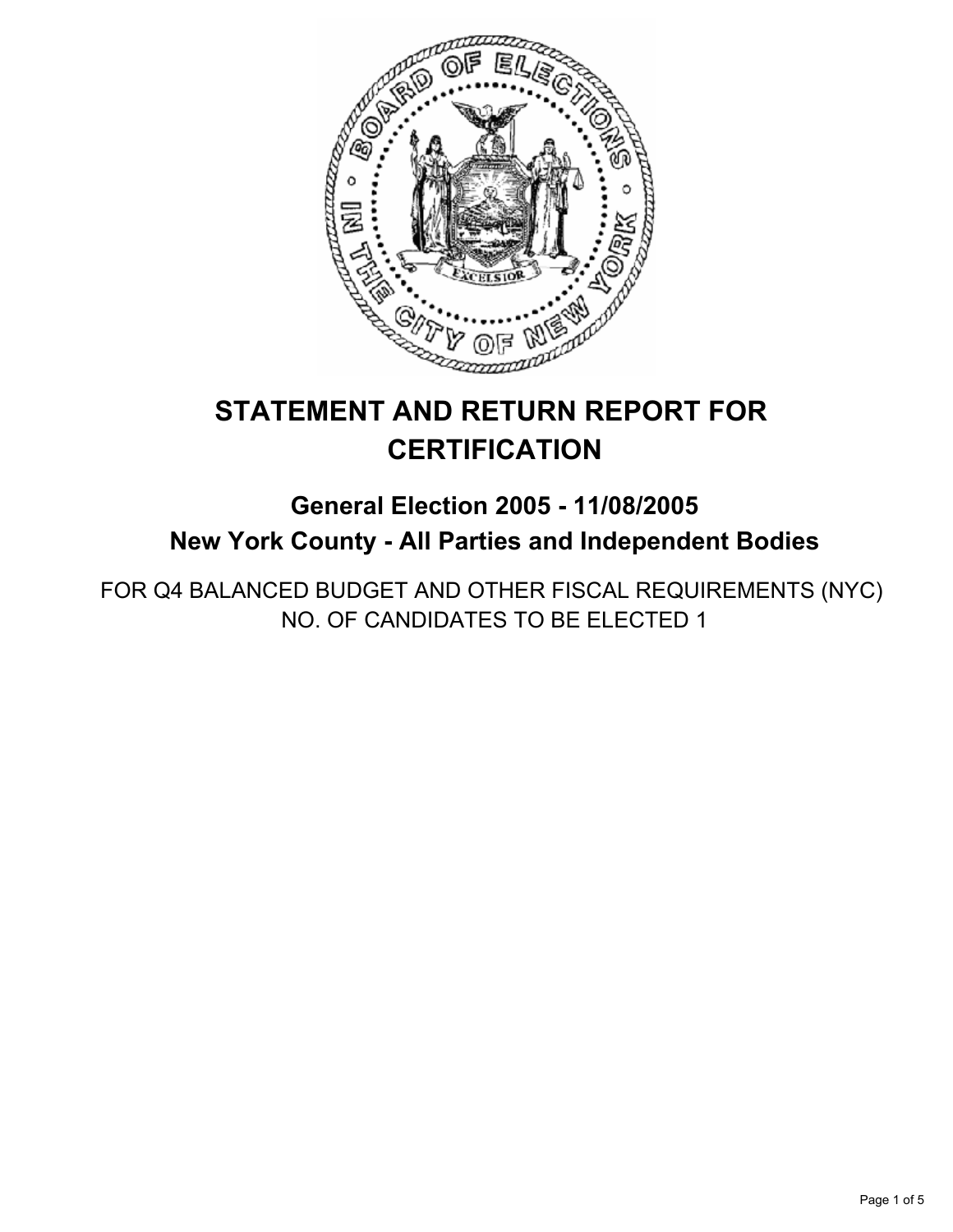# STATEMENT AND RETURN REPORT FOR CERTIFICATION

## General Election 2005 - 11/08/2005
## New York County - All Parties and Independent Bodies

FOR Q4 BALANCED BUDGET AND OTHER FISCAL REQUIREMENTS (NYC)
NO. OF CANDIDATES TO BE ELECTED 1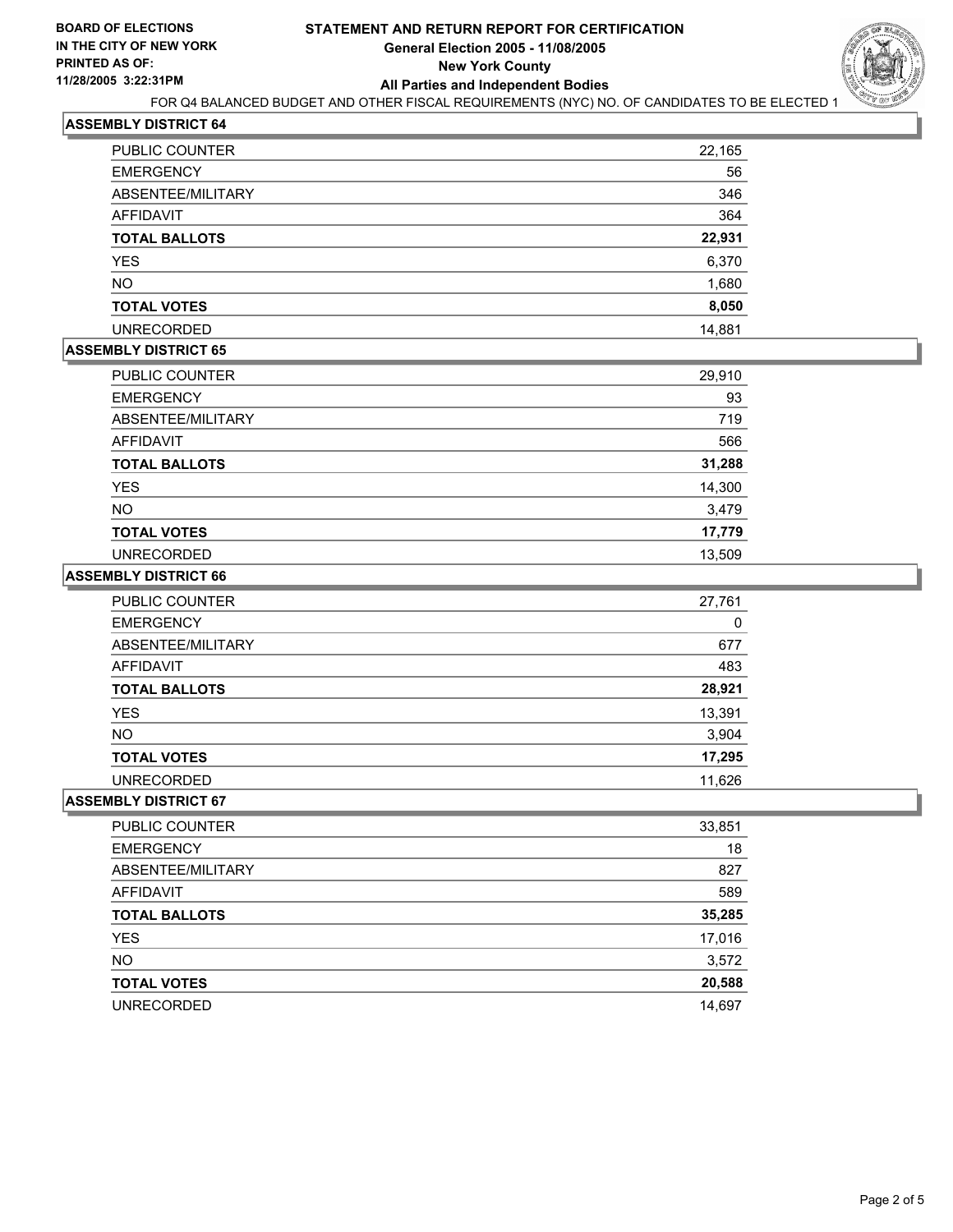**BOARD OF ELECTIONS IN THE CITY OF NEW YORK**
**PRINTED AS OF:**
**11/28/2005 3:22:31PM**

# STATEMENT AND RETURN REPORT FOR CERTIFICATION
## General Election 2005 - 11/08/2005
## New York County
## All Parties and Independent Bodies

FOR Q4 BALANCED BUDGET AND OTHER FISCAL REQUIREMENTS (NYC) NO. OF CANDIDATES TO BE ELECTED 1

### ASSEMBLY DISTRICT 64

| | |
|---|---|
| PUBLIC COUNTER | 22,165 |
| EMERGENCY | 56 |
| ABSENTEE/MILITARY | 346 |
| AFFIDAVIT | 364 |
| **TOTAL BALLOTS** | **22,931** |
| YES | 6,370 |
| NO | 1,680 |
| **TOTAL VOTES** | **8,050** |
| UNRECORDED | 14,881 |

### ASSEMBLY DISTRICT 65

| | |
|---|---|
| PUBLIC COUNTER | 29,910 |
| EMERGENCY | 93 |
| ABSENTEE/MILITARY | 719 |
| AFFIDAVIT | 566 |
| **TOTAL BALLOTS** | **31,288** |
| YES | 14,300 |
| NO | 3,479 |
| **TOTAL VOTES** | **17,779** |
| UNRECORDED | 13,509 |

### ASSEMBLY DISTRICT 66

| | |
|---|---|
| PUBLIC COUNTER | 27,761 |
| EMERGENCY | 0 |
| ABSENTEE/MILITARY | 677 |
| AFFIDAVIT | 483 |
| **TOTAL BALLOTS** | **28,921** |
| YES | 13,391 |
| NO | 3,904 |
| **TOTAL VOTES** | **17,295** |
| UNRECORDED | 11,626 |

### ASSEMBLY DISTRICT 67

| | |
|---|---|
| PUBLIC COUNTER | 33,851 |
| EMERGENCY | 18 |
| ABSENTEE/MILITARY | 827 |
| AFFIDAVIT | 589 |
| **TOTAL BALLOTS** | **35,285** |
| YES | 17,016 |
| NO | 3,572 |
| **TOTAL VOTES** | **20,588** |
| UNRECORDED | 14,697 |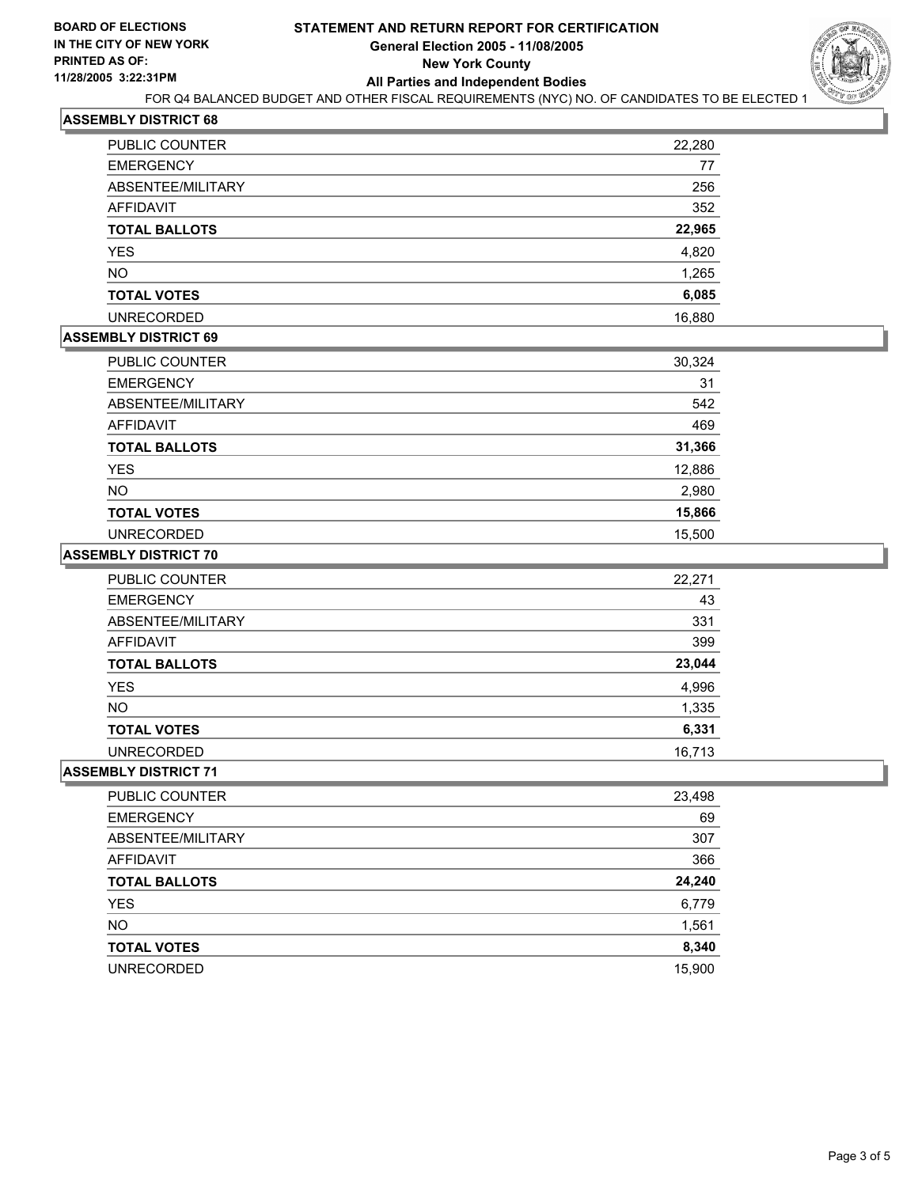**BOARD OF ELECTIONS IN THE CITY OF NEW YORK**
**PRINTED AS OF: 11/28/2005 3:22:31PM**

# STATEMENT AND RETURN REPORT FOR CERTIFICATION
## General Election 2005 - 11/08/2005
## New York County
## All Parties and Independent Bodies

FOR Q4 BALANCED BUDGET AND OTHER FISCAL REQUIREMENTS (NYC) NO. OF CANDIDATES TO BE ELECTED 1

### ASSEMBLY DISTRICT 68

| | |
|---|---|
| PUBLIC COUNTER | 22,280 |
| EMERGENCY | 77 |
| ABSENTEE/MILITARY | 256 |
| AFFIDAVIT | 352 |
| **TOTAL BALLOTS** | **22,965** |
| YES | 4,820 |
| NO | 1,265 |
| **TOTAL VOTES** | **6,085** |
| UNRECORDED | 16,880 |

### ASSEMBLY DISTRICT 69

| | |
|---|---|
| PUBLIC COUNTER | 30,324 |
| EMERGENCY | 31 |
| ABSENTEE/MILITARY | 542 |
| AFFIDAVIT | 469 |
| **TOTAL BALLOTS** | **31,366** |
| YES | 12,886 |
| NO | 2,980 |
| **TOTAL VOTES** | **15,866** |
| UNRECORDED | 15,500 |

### ASSEMBLY DISTRICT 70

| | |
|---|---|
| PUBLIC COUNTER | 22,271 |
| EMERGENCY | 43 |
| ABSENTEE/MILITARY | 331 |
| AFFIDAVIT | 399 |
| **TOTAL BALLOTS** | **23,044** |
| YES | 4,996 |
| NO | 1,335 |
| **TOTAL VOTES** | **6,331** |
| UNRECORDED | 16,713 |

### ASSEMBLY DISTRICT 71

| | |
|---|---|
| PUBLIC COUNTER | 23,498 |
| EMERGENCY | 69 |
| ABSENTEE/MILITARY | 307 |
| AFFIDAVIT | 366 |
| **TOTAL BALLOTS** | **24,240** |
| YES | 6,779 |
| NO | 1,561 |
| **TOTAL VOTES** | **8,340** |
| UNRECORDED | 15,900 |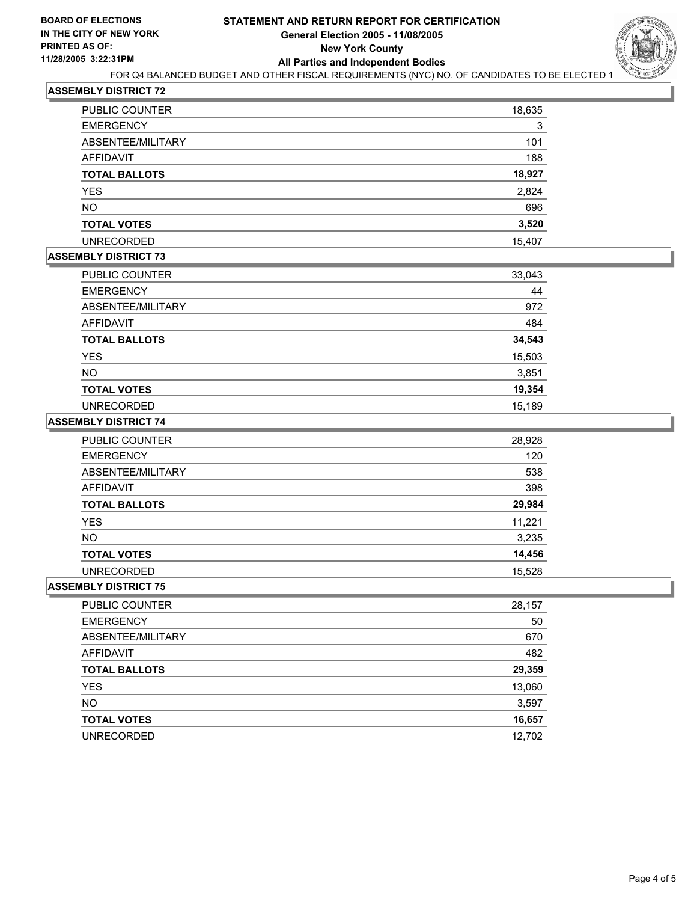**BOARD OF ELECTIONS IN THE CITY OF NEW YORK**
**PRINTED AS OF: 11/28/2005 3:22:31PM**

# STATEMENT AND RETURN REPORT FOR CERTIFICATION
## General Election 2005 - 11/08/2005
## New York County
## All Parties and Independent Bodies

FOR Q4 BALANCED BUDGET AND OTHER FISCAL REQUIREMENTS (NYC) NO. OF CANDIDATES TO BE ELECTED 1

### ASSEMBLY DISTRICT 72

| | |
|---|---|
| PUBLIC COUNTER | 18,635 |
| EMERGENCY | 3 |
| ABSENTEE/MILITARY | 101 |
| AFFIDAVIT | 188 |
| **TOTAL BALLOTS** | **18,927** |
| YES | 2,824 |
| NO | 696 |
| **TOTAL VOTES** | **3,520** |
| UNRECORDED | 15,407 |

### ASSEMBLY DISTRICT 73

| | |
|---|---|
| PUBLIC COUNTER | 33,043 |
| EMERGENCY | 44 |
| ABSENTEE/MILITARY | 972 |
| AFFIDAVIT | 484 |
| **TOTAL BALLOTS** | **34,543** |
| YES | 15,503 |
| NO | 3,851 |
| **TOTAL VOTES** | **19,354** |
| UNRECORDED | 15,189 |

### ASSEMBLY DISTRICT 74

| | |
|---|---|
| PUBLIC COUNTER | 28,928 |
| EMERGENCY | 120 |
| ABSENTEE/MILITARY | 538 |
| AFFIDAVIT | 398 |
| **TOTAL BALLOTS** | **29,984** |
| YES | 11,221 |
| NO | 3,235 |
| **TOTAL VOTES** | **14,456** |
| UNRECORDED | 15,528 |

### ASSEMBLY DISTRICT 75

| | |
|---|---|
| PUBLIC COUNTER | 28,157 |
| EMERGENCY | 50 |
| ABSENTEE/MILITARY | 670 |
| AFFIDAVIT | 482 |
| **TOTAL BALLOTS** | **29,359** |
| YES | 13,060 |
| NO | 3,597 |
| **TOTAL VOTES** | **16,657** |
| UNRECORDED | 12,702 |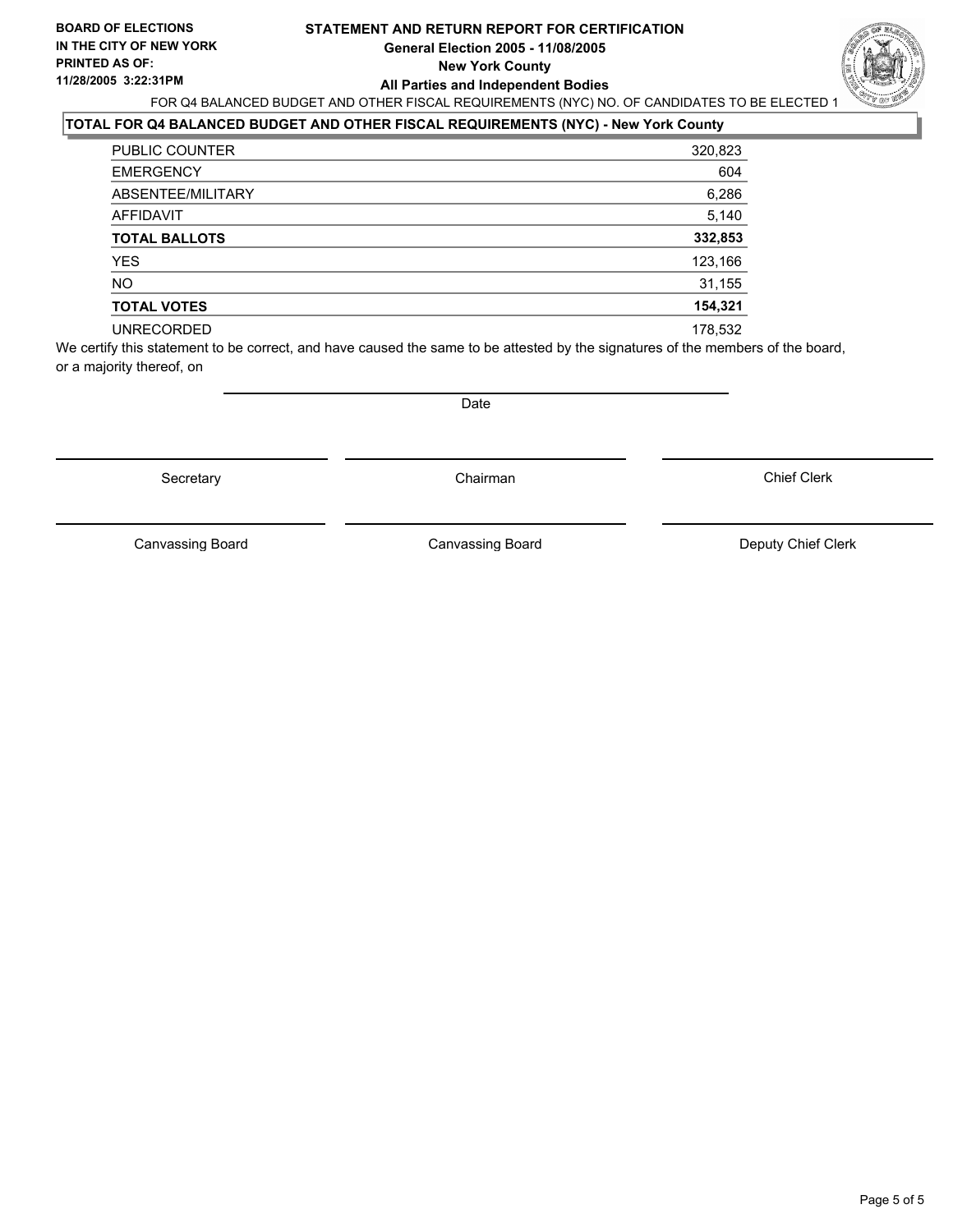**BOARD OF ELECTIONS IN THE CITY OF NEW YORK PRINTED AS OF: 11/28/2005 3:22:31PM**

**STATEMENT AND RETURN REPORT FOR CERTIFICATION**
**General Election 2005 - 11/08/2005**
**New York County**
**All Parties and Independent Bodies**

FOR Q4 BALANCED BUDGET AND OTHER FISCAL REQUIREMENTS (NYC) NO. OF CANDIDATES TO BE ELECTED 1

## TOTAL FOR Q4 BALANCED BUDGET AND OTHER FISCAL REQUIREMENTS (NYC) - New York County

| | |
|---|---|
| PUBLIC COUNTER | 320,823 |
| EMERGENCY | 604 |
| ABSENTEE/MILITARY | 6,286 |
| AFFIDAVIT | 5,140 |
| **TOTAL BALLOTS** | **332,853** |
| YES | 123,166 |
| NO | 31,155 |
| **TOTAL VOTES** | **154,321** |
| UNRECORDED | 178,532 |

We certify this statement to be correct, and have caused the same to be attested by the signatures of the members of the board, or a majority thereof, on

Date

Secretary | Chairman | Chief Clerk

Canvassing Board | Canvassing Board | Deputy Chief Clerk